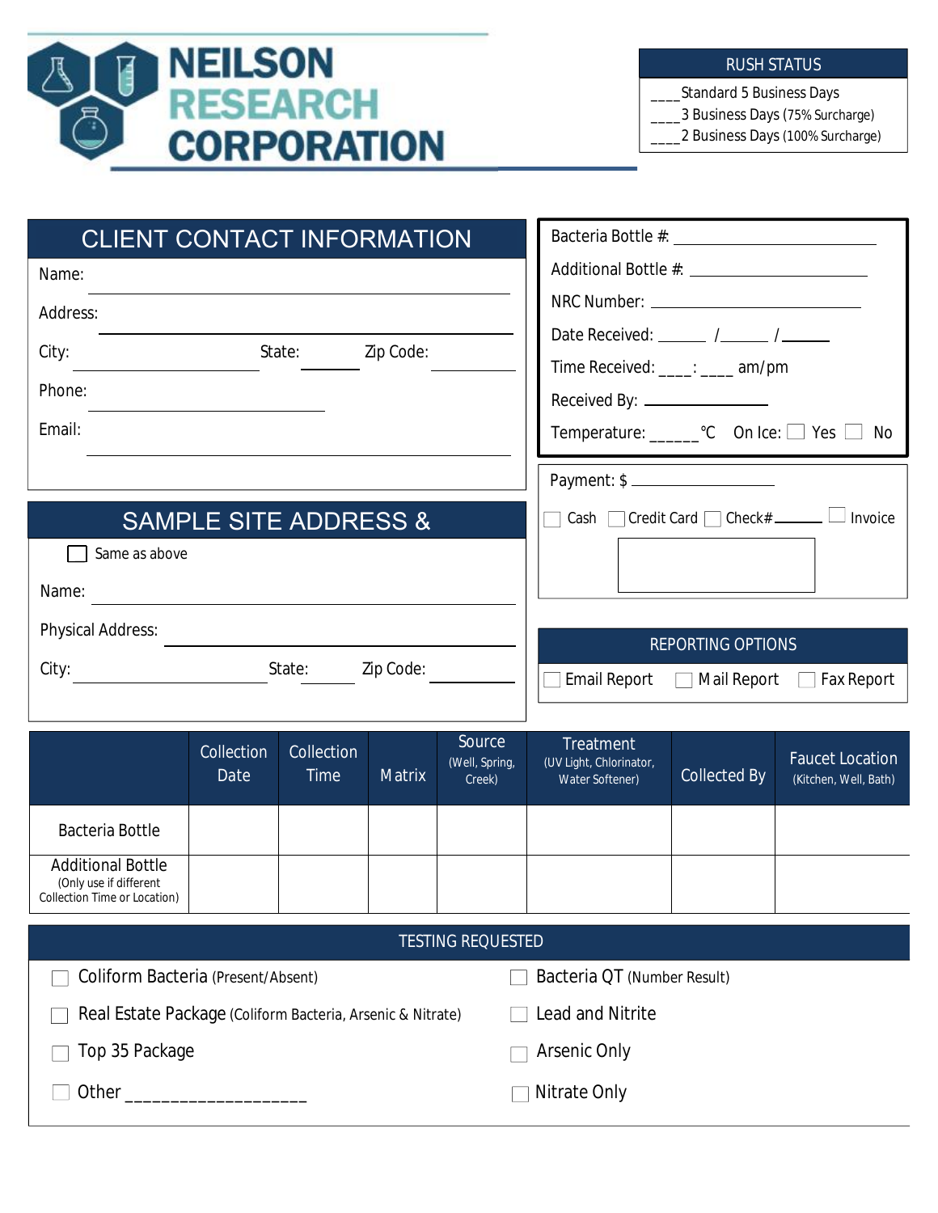# NEILSON RESEARCH CORPORATION

## RUSH STATUS

____Standard 5 Business Days

____3 Business Days (75% Surcharge)

____2 Business Days (100% Surcharge)

## CLIENT CONTACT INFORMATION

Name: ______________________________

Address: ______________________________

City: ______________ State: ______ Zip Code: ______________

Phone: ______________________

Email: ______________________________

---

Bacteria Bottle #: ______________________

Additional Bottle #: ______________________

NRC Number: ______________________

Date Received: ______ /______ /______

Time Received: ____:____ am/pm

Received By: ______________

Temperature: ______°C On Ice: ☐ Yes ☐ No

---

Payment: $ ______________

☐ Cash ☐ Credit Card ☐ Check#______ ☐ Invoice

## SAMPLE SITE ADDRESS &

☐ Same as above

Name: ______________________________

Physical Address: ______________________________

City: ______________ State: ______ Zip Code: ______________

## REPORTING OPTIONS

☐ Email Report ☐ Mail Report ☐ Fax Report

| | Collection Date | Collection Time | Matrix | Source (Well, Spring, Creek) | Treatment (UV Light, Chlorinator, Water Softener) | Collected By | Faucet Location (Kitchen, Well, Bath) |
|---|---|---|---|---|---|---|---|
| Bacteria Bottle | | | | | | | |
| Additional Bottle (Only use if different Collection Time or Location) | | | | | | | |

## TESTING REQUESTED

☐ Coliform Bacteria (Present/Absent)

☐ Real Estate Package (Coliform Bacteria, Arsenic & Nitrate)

☐ Top 35 Package

☐ Other ___________________

☐ Bacteria QT (Number Result)

☐ Lead and Nitrite

☐ Arsenic Only

☐ Nitrate Only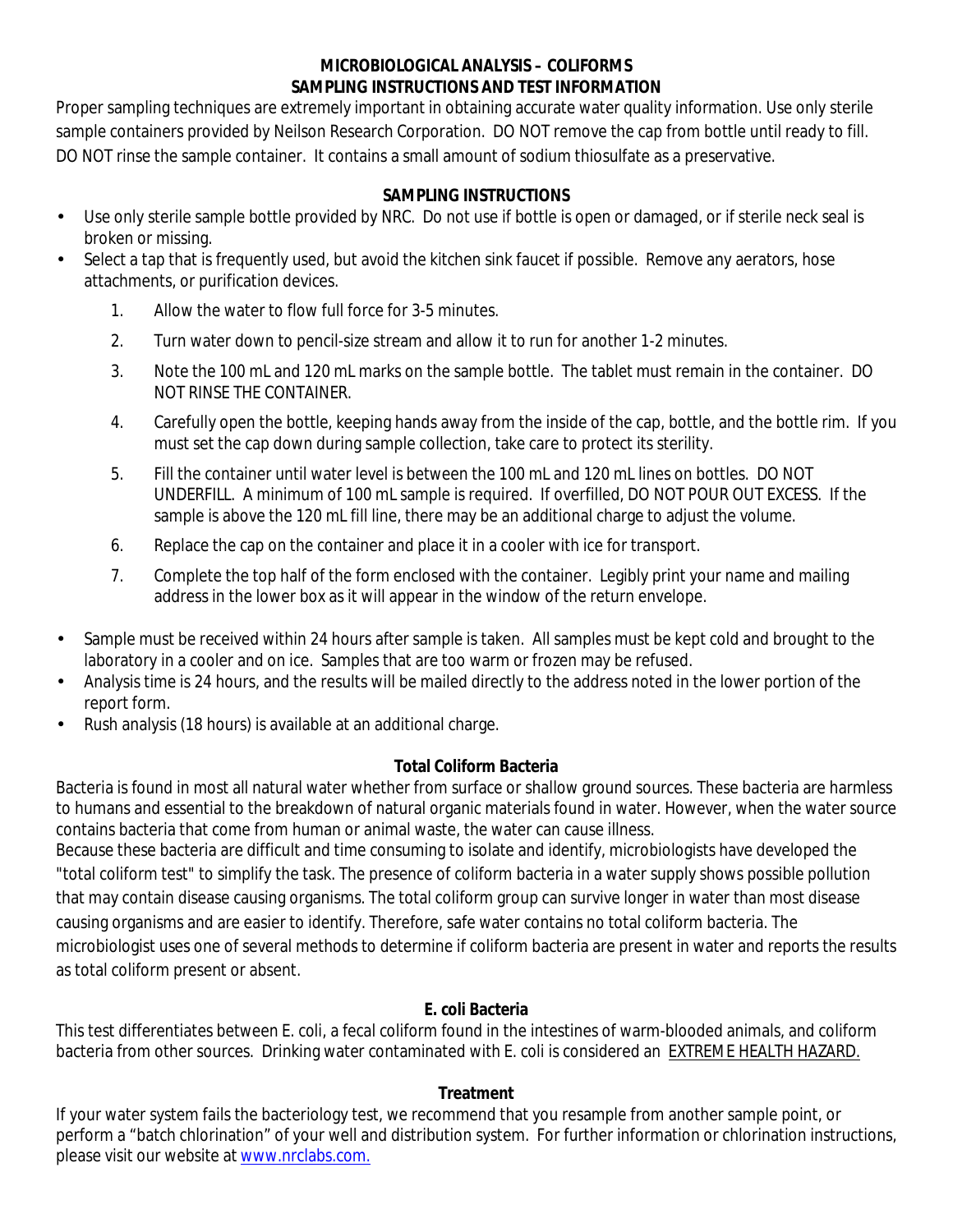# MICROBIOLOGICAL ANALYSIS – COLIFORMS
## SAMPLING INSTRUCTIONS AND TEST INFORMATION

Proper sampling techniques are extremely important in obtaining accurate water quality information. Use only sterile sample containers provided by Neilson Research Corporation. DO NOT remove the cap from bottle until ready to fill. DO NOT rinse the sample container. It contains a small amount of sodium thiosulfate as a preservative.

### SAMPLING INSTRUCTIONS

- Use only sterile sample bottle provided by NRC. Do not use if bottle is open or damaged, or if sterile neck seal is broken or missing.
- Select a tap that is frequently used, but avoid the kitchen sink faucet if possible. Remove any aerators, hose attachments, or purification devices.
  1. Allow the water to flow full force for 3-5 minutes.
  2. Turn water down to pencil-size stream and allow it to run for another 1-2 minutes.
  3. Note the 100 mL and 120 mL marks on the sample bottle. The tablet must remain in the container. DO NOT RINSE THE CONTAINER.
  4. Carefully open the bottle, keeping hands away from the inside of the cap, bottle, and the bottle rim. If you must set the cap down during sample collection, take care to protect its sterility.
  5. Fill the container until water level is between the 100 mL and 120 mL lines on bottles. DO NOT UNDERFILL. A minimum of 100 mL sample is required. If overfilled, DO NOT POUR OUT EXCESS. If the sample is above the 120 mL fill line, there may be an additional charge to adjust the volume.
  6. Replace the cap on the container and place it in a cooler with ice for transport.
  7. Complete the top half of the form enclosed with the container. Legibly print your name and mailing address in the lower box as it will appear in the window of the return envelope.
- Sample must be received within 24 hours after sample is taken. All samples must be kept cold and brought to the laboratory in a cooler and on ice. Samples that are too warm or frozen may be refused.
- Analysis time is 24 hours, and the results will be mailed directly to the address noted in the lower portion of the report form.
- Rush analysis (18 hours) is available at an additional charge.

### Total Coliform Bacteria

Bacteria is found in most all natural water whether from surface or shallow ground sources. These bacteria are harmless to humans and essential to the breakdown of natural organic materials found in water. However, when the water source contains bacteria that come from human or animal waste, the water can cause illness.

Because these bacteria are difficult and time consuming to isolate and identify, microbiologists have developed the "total coliform test" to simplify the task. The presence of coliform bacteria in a water supply shows possible pollution that may contain disease causing organisms. The total coliform group can survive longer in water than most disease causing organisms and are easier to identify. Therefore, safe water contains no total coliform bacteria. The microbiologist uses one of several methods to determine if coliform bacteria are present in water and reports the results as total coliform present or absent.

### E. coli Bacteria

This test differentiates between E. coli, a fecal coliform found in the intestines of warm-blooded animals, and coliform bacteria from other sources. Drinking water contaminated with E. coli is considered an EXTREME HEALTH HAZARD.

### Treatment

If your water system fails the bacteriology test, we recommend that you resample from another sample point, or perform a "batch chlorination" of your well and distribution system. For further information or chlorination instructions, please visit our website at www.nrclabs.com.